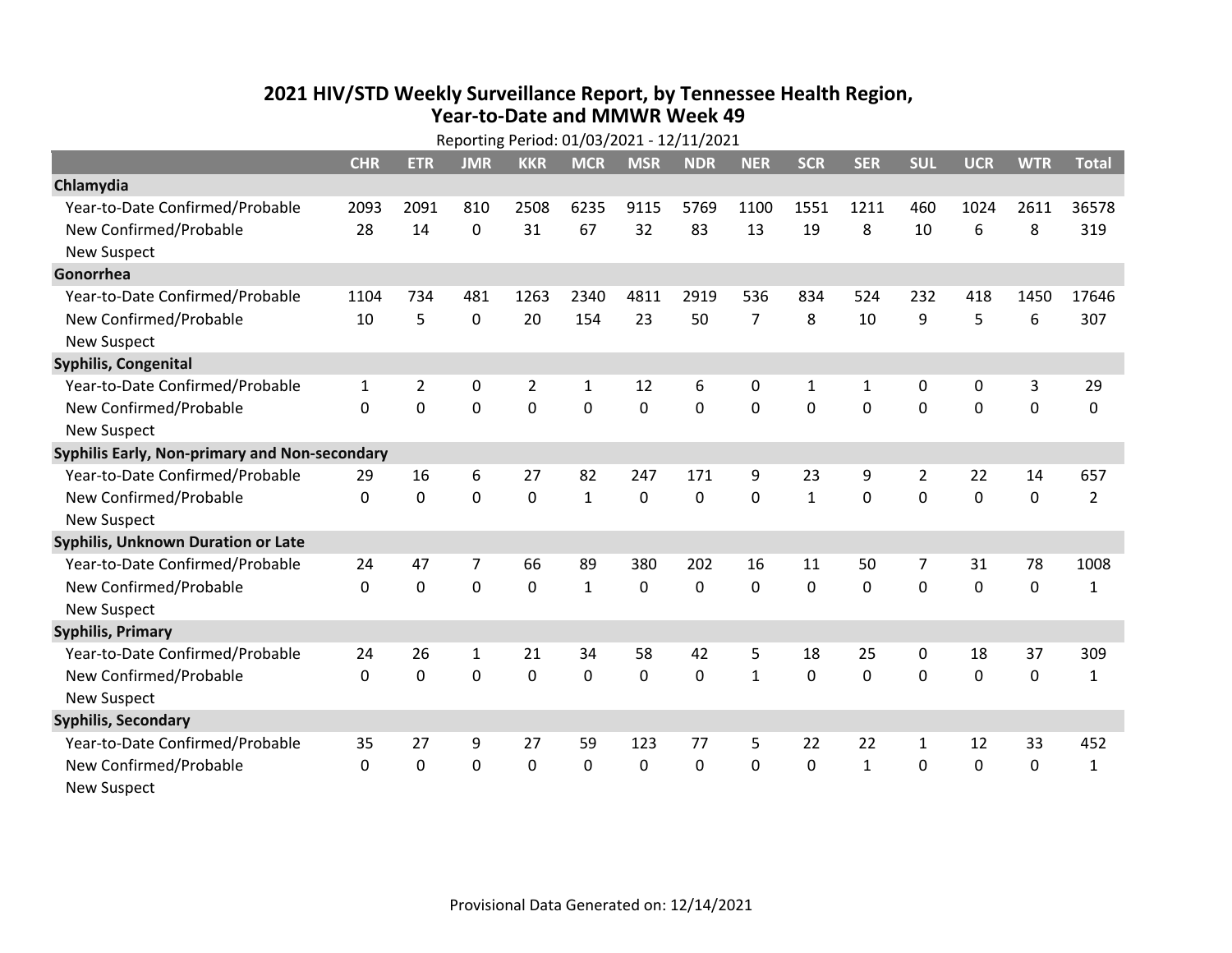# 2021 HIV/STD Weekly Surveillance Report, by Tennessee Health Region, Year-to-Date and MMWR Week 49

Reporting Period: 01/03/2021 - 12/11/2021

| | CHR | ETR | JMR | KKR | MCR | MSR | NDR | NER | SCR | SER | SUL | UCR | WTR | Total |
|---|---|---|---|---|---|---|---|---|---|---|---|---|---|---|
| **Chlamydia** | | | | | | | | | | | | | | |
| Year-to-Date Confirmed/Probable | 2093 | 2091 | 810 | 2508 | 6235 | 9115 | 5769 | 1100 | 1551 | 1211 | 460 | 1024 | 2611 | 36578 |
| New Confirmed/Probable | 28 | 14 | 0 | 31 | 67 | 32 | 83 | 13 | 19 | 8 | 10 | 6 | 8 | 319 |
| New Suspect | | | | | | | | | | | | | | |
| **Gonorrhea** | | | | | | | | | | | | | | |
| Year-to-Date Confirmed/Probable | 1104 | 734 | 481 | 1263 | 2340 | 4811 | 2919 | 536 | 834 | 524 | 232 | 418 | 1450 | 17646 |
| New Confirmed/Probable | 10 | 5 | 0 | 20 | 154 | 23 | 50 | 7 | 8 | 10 | 9 | 5 | 6 | 307 |
| New Suspect | | | | | | | | | | | | | | |
| **Syphilis, Congenital** | | | | | | | | | | | | | | |
| Year-to-Date Confirmed/Probable | 1 | 2 | 0 | 2 | 1 | 12 | 6 | 0 | 1 | 1 | 0 | 0 | 3 | 29 |
| New Confirmed/Probable | 0 | 0 | 0 | 0 | 0 | 0 | 0 | 0 | 0 | 0 | 0 | 0 | 0 | 0 |
| New Suspect | | | | | | | | | | | | | | |
| **Syphilis Early, Non-primary and Non-secondary** | | | | | | | | | | | | | | |
| Year-to-Date Confirmed/Probable | 29 | 16 | 6 | 27 | 82 | 247 | 171 | 9 | 23 | 9 | 2 | 22 | 14 | 657 |
| New Confirmed/Probable | 0 | 0 | 0 | 0 | 1 | 0 | 0 | 0 | 1 | 0 | 0 | 0 | 0 | 2 |
| New Suspect | | | | | | | | | | | | | | |
| **Syphilis, Unknown Duration or Late** | | | | | | | | | | | | | | |
| Year-to-Date Confirmed/Probable | 24 | 47 | 7 | 66 | 89 | 380 | 202 | 16 | 11 | 50 | 7 | 31 | 78 | 1008 |
| New Confirmed/Probable | 0 | 0 | 0 | 0 | 1 | 0 | 0 | 0 | 0 | 0 | 0 | 0 | 0 | 1 |
| New Suspect | | | | | | | | | | | | | | |
| **Syphilis, Primary** | | | | | | | | | | | | | | |
| Year-to-Date Confirmed/Probable | 24 | 26 | 1 | 21 | 34 | 58 | 42 | 5 | 18 | 25 | 0 | 18 | 37 | 309 |
| New Confirmed/Probable | 0 | 0 | 0 | 0 | 0 | 0 | 0 | 1 | 0 | 0 | 0 | 0 | 0 | 1 |
| New Suspect | | | | | | | | | | | | | | |
| **Syphilis, Secondary** | | | | | | | | | | | | | | |
| Year-to-Date Confirmed/Probable | 35 | 27 | 9 | 27 | 59 | 123 | 77 | 5 | 22 | 22 | 1 | 12 | 33 | 452 |
| New Confirmed/Probable | 0 | 0 | 0 | 0 | 0 | 0 | 0 | 0 | 0 | 1 | 0 | 0 | 0 | 1 |
| New Suspect | | | | | | | | | | | | | | |

Provisional Data Generated on: 12/14/2021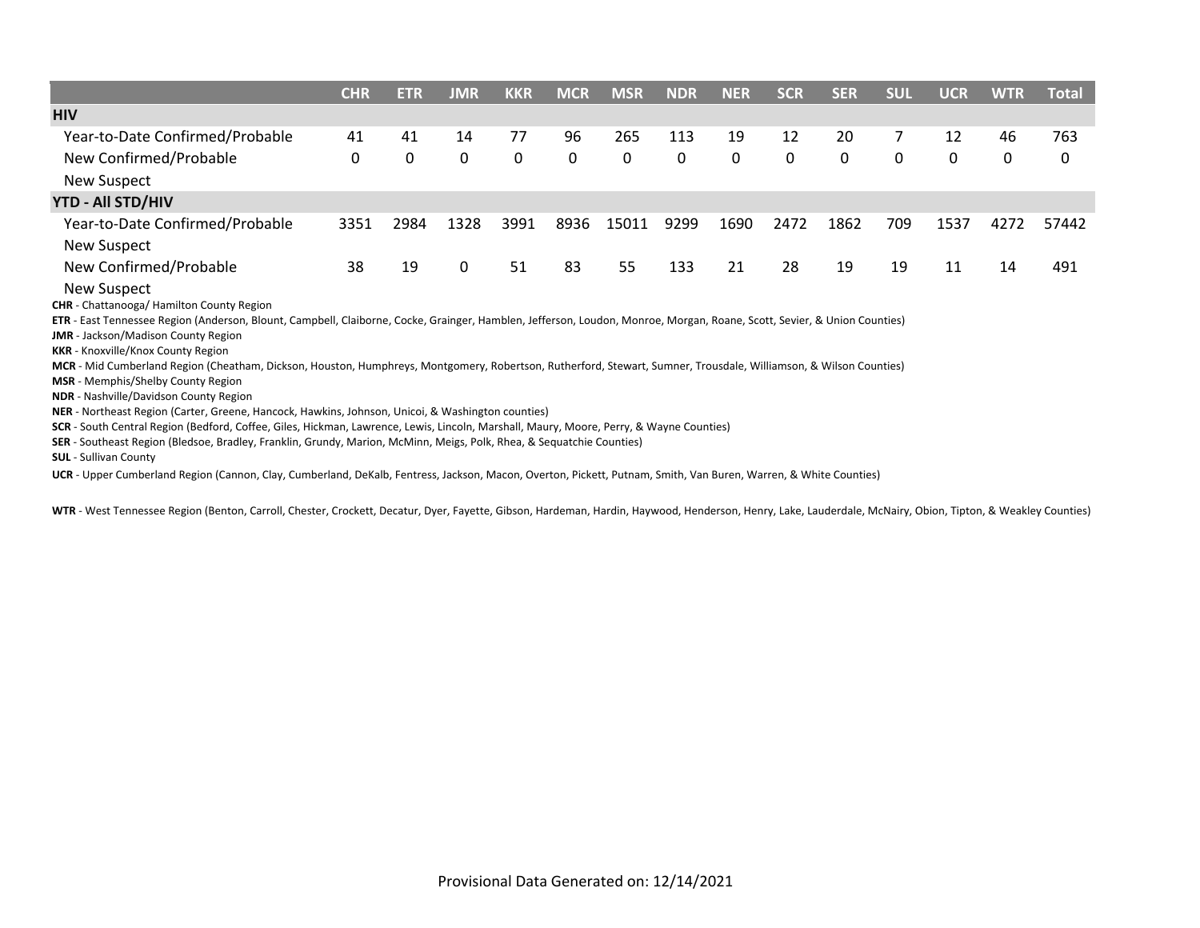| | CHR | ETR | JMR | KKR | MCR | MSR | NDR | NER | SCR | SER | SUL | UCR | WTR | Total |
|---|---|---|---|---|---|---|---|---|---|---|---|---|---|---|
| **HIV** | | | | | | | | | | | | | | |
| Year-to-Date Confirmed/Probable | 41 | 41 | 14 | 77 | 96 | 265 | 113 | 19 | 12 | 20 | 7 | 12 | 46 | 763 |
| New Confirmed/Probable | 0 | 0 | 0 | 0 | 0 | 0 | 0 | 0 | 0 | 0 | 0 | 0 | 0 | 0 |
| New Suspect | | | | | | | | | | | | | | |
| **YTD - All STD/HIV** | | | | | | | | | | | | | | |
| Year-to-Date Confirmed/Probable | 3351 | 2984 | 1328 | 3991 | 8936 | 15011 | 9299 | 1690 | 2472 | 1862 | 709 | 1537 | 4272 | 57442 |
| New Suspect | | | | | | | | | | | | | | |
| New Confirmed/Probable | 38 | 19 | 0 | 51 | 83 | 55 | 133 | 21 | 28 | 19 | 19 | 11 | 14 | 491 |
| New Suspect | | | | | | | | | | | | | | |

**CHR** - Chattanooga/ Hamilton County Region

**ETR** - East Tennessee Region (Anderson, Blount, Campbell, Claiborne, Cocke, Grainger, Hamblen, Jefferson, Loudon, Monroe, Morgan, Roane, Scott, Sevier, & Union Counties)

**JMR** - Jackson/Madison County Region

**KKR** - Knoxville/Knox County Region

**MCR** - Mid Cumberland Region (Cheatham, Dickson, Houston, Humphreys, Montgomery, Robertson, Rutherford, Stewart, Sumner, Trousdale, Williamson, & Wilson Counties)

**MSR** - Memphis/Shelby County Region

**NDR** - Nashville/Davidson County Region

**NER** - Northeast Region (Carter, Greene, Hancock, Hawkins, Johnson, Unicoi, & Washington counties)

**SCR** - South Central Region (Bedford, Coffee, Giles, Hickman, Lawrence, Lewis, Lincoln, Marshall, Maury, Moore, Perry, & Wayne Counties)

**SER** - Southeast Region (Bledsoe, Bradley, Franklin, Grundy, Marion, McMinn, Meigs, Polk, Rhea, & Sequatchie Counties)

**SUL** - Sullivan County

**UCR** - Upper Cumberland Region (Cannon, Clay, Cumberland, DeKalb, Fentress, Jackson, Macon, Overton, Pickett, Putnam, Smith, Van Buren, Warren, & White Counties)

**WTR** - West Tennessee Region (Benton, Carroll, Chester, Crockett, Decatur, Dyer, Fayette, Gibson, Hardeman, Hardin, Haywood, Henderson, Henry, Lake, Lauderdale, McNairy, Obion, Tipton, & Weakley Counties)

Provisional Data Generated on: 12/14/2021